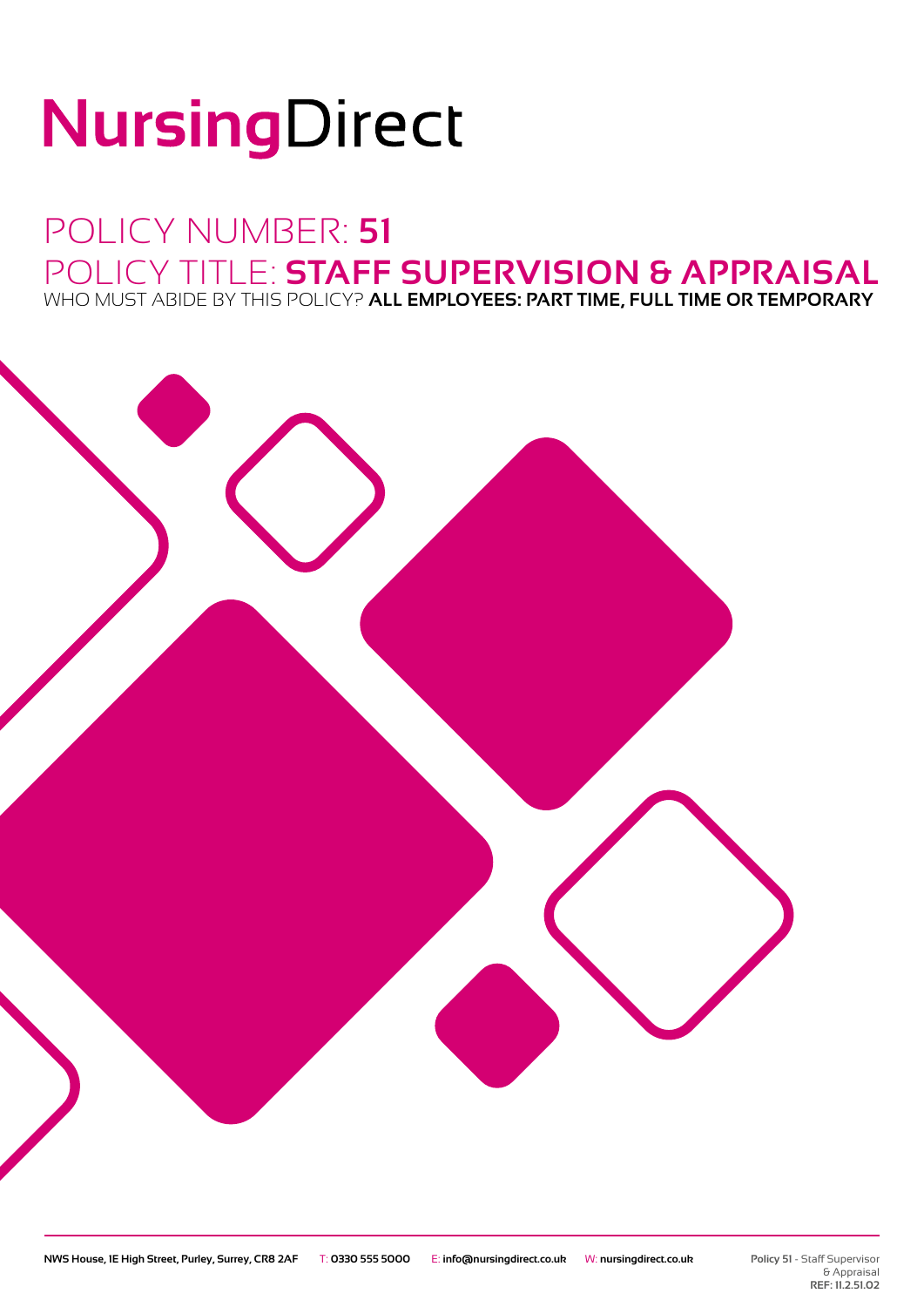# NursingDirect

## POLICY NUMBER: **51**

## POLICY TITLE: **STAFF SUPERVISION & APPRAISAL**

WHO MUST ABIDE BY THIS POLICY? **ALL EMPLOYEES: PART TIME, FULL TIME OR TEMPORARY**

**NWS House, 1E High Street, Purley, Surrey, CR8 2AF** T: **0330 555 5000** E: **info@nursingdirect.co.uk** W: **nursingdirect.co.uk**

**Policy 51** - Staff Supervisor & Appraisal
**REF: 11.2.51.02**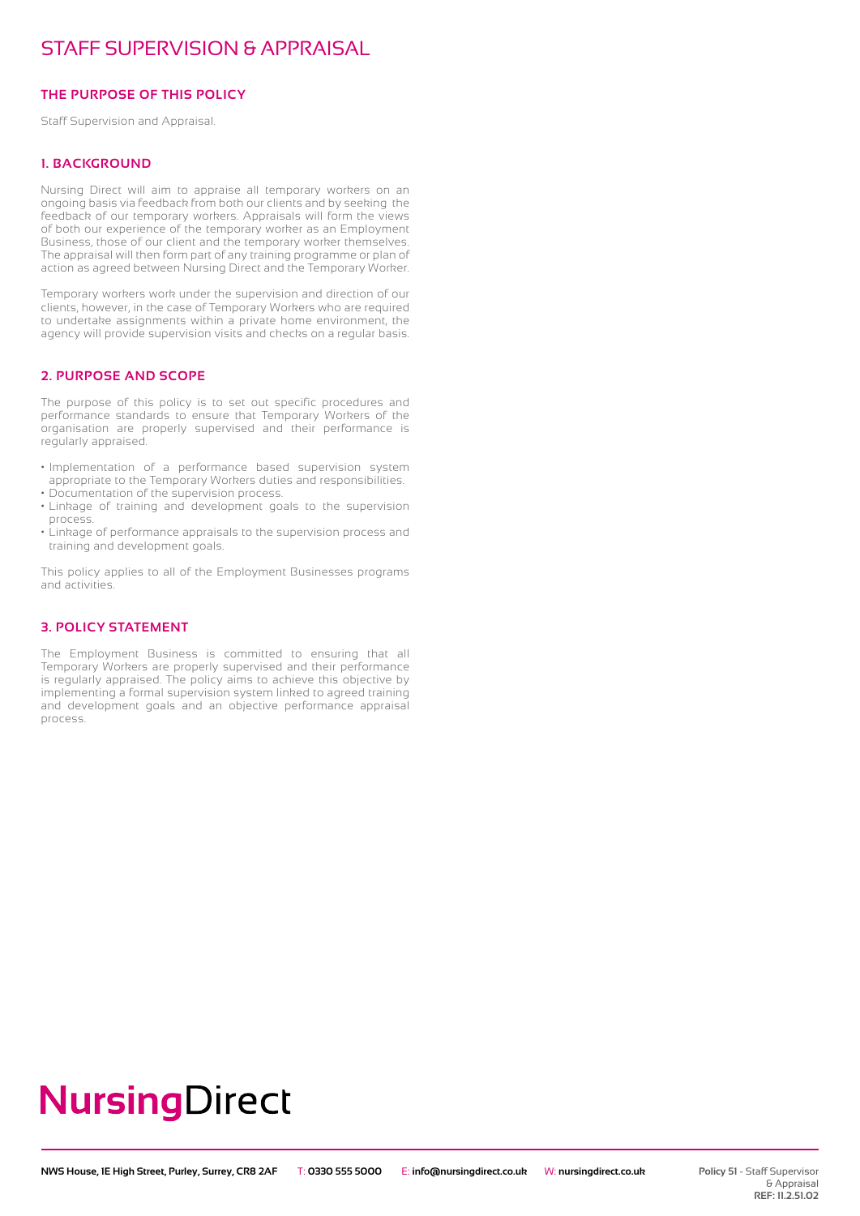# STAFF SUPERVISION & APPRAISAL

## THE PURPOSE OF THIS POLICY

Staff Supervision and Appraisal.

## 1. BACKGROUND

Nursing Direct will aim to appraise all temporary workers on an ongoing basis via feedback from both our clients and by seeking the feedback of our temporary workers. Appraisals will form the views of both our experience of the temporary worker as an Employment Business, those of our client and the temporary worker themselves. The appraisal will then form part of any training programme or plan of action as agreed between Nursing Direct and the Temporary Worker.

Temporary workers work under the supervision and direction of our clients, however, in the case of Temporary Workers who are required to undertake assignments within a private home environment, the agency will provide supervision visits and checks on a regular basis.

## 2. PURPOSE AND SCOPE

The purpose of this policy is to set out specific procedures and performance standards to ensure that Temporary Workers of the organisation are properly supervised and their performance is regularly appraised.

- Implementation of a performance based supervision system appropriate to the Temporary Workers duties and responsibilities.
- Documentation of the supervision process.
- Linkage of training and development goals to the supervision process.
- Linkage of performance appraisals to the supervision process and training and development goals.

This policy applies to all of the Employment Businesses programs and activities.

## 3. POLICY STATEMENT

The Employment Business is committed to ensuring that all Temporary Workers are properly supervised and their performance is regularly appraised. The policy aims to achieve this objective by implementing a formal supervision system linked to agreed training and development goals and an objective performance appraisal process.